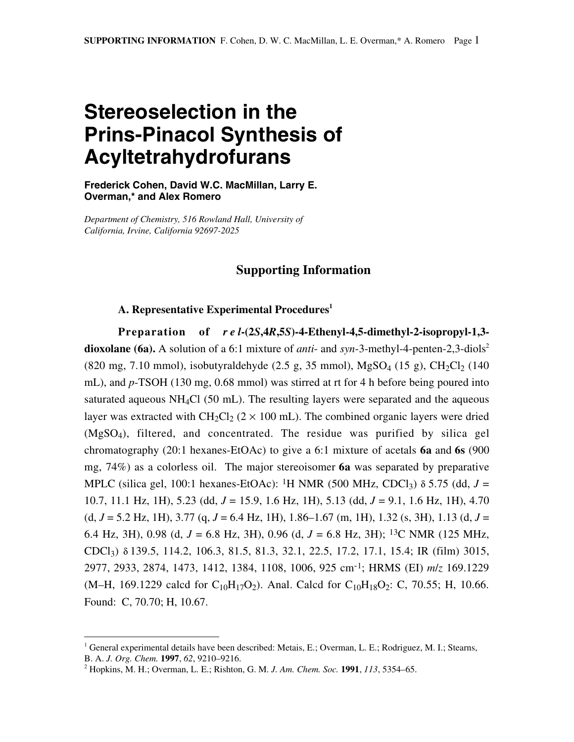# Stereoselection in the Prins-Pinacol Synthesis of Acyltetrahydrofurans

**Frederick Cohen, David W.C. MacMillan, Larry E. Overman,* and Alex Romero**

*Department of Chemistry, 516 Rowland Hall, University of California, Irvine, California 92697-2025*

## Supporting Information

### A. Representative Experimental Procedures[1]

**Preparation of *rel*-(2*S*,4*R*,5*S*)-4-Ethenyl-4,5-dimethyl-2-isopropyl-1,3-dioxolane (6a).** A solution of a 6:1 mixture of *anti*- and *syn*-3-methyl-4-penten-2,3-diols[2] (820 mg, 7.10 mmol), isobutyraldehyde (2.5 g, 35 mmol), $MgSO_4$ (15 g), $CH_2Cl_2$ (140 mL), and *p*-TSOH (130 mg, 0.68 mmol) was stirred at rt for 4 h before being poured into saturated aqueous $NH_4Cl$ (50 mL). The resulting layers were separated and the aqueous layer was extracted with $CH_2Cl_2$ (2 × 100 mL). The combined organic layers were dried ($MgSO_4$), filtered, and concentrated. The residue was purified by silica gel chromatography (20:1 hexanes-EtOAc) to give a 6:1 mixture of acetals **6a** and **6s** (900 mg, 74%) as a colorless oil. The major stereoisomer **6a** was separated by preparative MPLC (silica gel, 100:1 hexanes-EtOAc): $^1$H NMR (500 MHz, $CDCl_3$) δ 5.75 (dd, *J* = 10.7, 11.1 Hz, 1H), 5.23 (dd, *J* = 15.9, 1.6 Hz, 1H), 5.13 (dd, *J* = 9.1, 1.6 Hz, 1H), 4.70 (d, *J* = 5.2 Hz, 1H), 3.77 (q, *J* = 6.4 Hz, 1H), 1.86–1.67 (m, 1H), 1.32 (s, 3H), 1.13 (d, *J* = 6.4 Hz, 3H), 0.98 (d, *J* = 6.8 Hz, 3H), 0.96 (d, *J* = 6.8 Hz, 3H); $^{13}$C NMR (125 MHz, $CDCl_3$) δ 139.5, 114.2, 106.3, 81.5, 81.3, 32.1, 22.5, 17.2, 17.1, 15.4; IR (film) 3015, 2977, 2933, 2874, 1473, 1412, 1384, 1108, 1006, 925 cm$^{-1}$; HRMS (EI) *m*/*z* 169.1229 (M–H, 169.1229 calcd for $C_{10}H_{17}O_2$). Anal. Calcd for $C_{10}H_{18}O_2$: C, 70.55; H, 10.66. Found: C, 70.70; H, 10.67.

---

[1] General experimental details have been described: Metais, E.; Overman, L. E.; Rodriguez, M. I.; Stearns, B. A. *J. Org. Chem.* **1997**, *62*, 9210–9216.

[2] Hopkins, M. H.; Overman, L. E.; Rishton, G. M. *J. Am. Chem. Soc.* **1991**, *113*, 5354–65.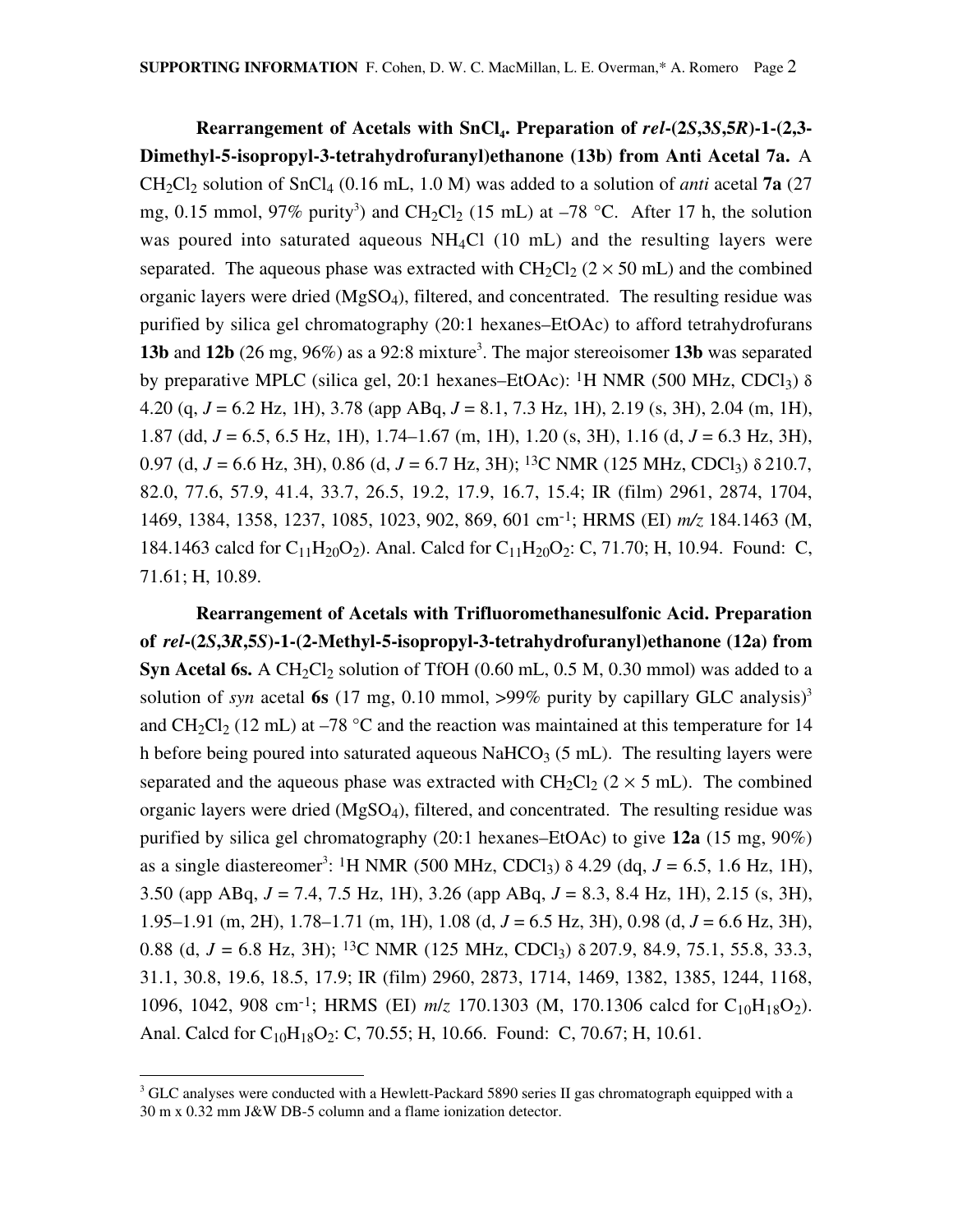**Rearrangement of Acetals with $SnCl_4$. Preparation of *rel*-(2*S*,3*S*,5*R*)-1-(2,3-Dimethyl-5-isopropyl-3-tetrahydrofuranyl)ethanone (13b) from Anti Acetal 7a.** A $CH_2Cl_2$ solution of $SnCl_4$ (0.16 mL, 1.0 M) was added to a solution of *anti* acetal **7a** (27 mg, 0.15 mmol, 97% purity[3]) and $CH_2Cl_2$ (15 mL) at –78 °C. After 17 h, the solution was poured into saturated aqueous $NH_4Cl$ (10 mL) and the resulting layers were separated. The aqueous phase was extracted with $CH_2Cl_2$ (2 × 50 mL) and the combined organic layers were dried ($MgSO_4$), filtered, and concentrated. The resulting residue was purified by silica gel chromatography (20:1 hexanes–EtOAc) to afford tetrahydrofurans **13b** and **12b** (26 mg, 96%) as a 92:8 mixture[3]. The major stereoisomer **13b** was separated by preparative MPLC (silica gel, 20:1 hexanes–EtOAc): $^1$H NMR (500 MHz, $CDCl_3$) δ 4.20 (q, *J* = 6.2 Hz, 1H), 3.78 (app ABq, *J* = 8.1, 7.3 Hz, 1H), 2.19 (s, 3H), 2.04 (m, 1H), 1.87 (dd, *J* = 6.5, 6.5 Hz, 1H), 1.74–1.67 (m, 1H), 1.20 (s, 3H), 1.16 (d, *J* = 6.3 Hz, 3H), 0.97 (d, *J* = 6.6 Hz, 3H), 0.86 (d, *J* = 6.7 Hz, 3H); $^{13}$C NMR (125 MHz, $CDCl_3$) δ 210.7, 82.0, 77.6, 57.9, 41.4, 33.7, 26.5, 19.2, 17.9, 16.7, 15.4; IR (film) 2961, 2874, 1704, 1469, 1384, 1358, 1237, 1085, 1023, 902, 869, 601 cm$^{-1}$; HRMS (EI) *m/z* 184.1463 (M, 184.1463 calcd for $C_{11}H_{20}O_2$). Anal. Calcd for $C_{11}H_{20}O_2$: C, 71.70; H, 10.94. Found: C, 71.61; H, 10.89.

**Rearrangement of Acetals with Trifluoromethanesulfonic Acid. Preparation of *rel*-(2*S*,3*R*,5*S*)-1-(2-Methyl-5-isopropyl-3-tetrahydrofuranyl)ethanone (12a) from Syn Acetal 6s.** A $CH_2Cl_2$ solution of TfOH (0.60 mL, 0.5 M, 0.30 mmol) was added to a solution of *syn* acetal **6s** (17 mg, 0.10 mmol, >99% purity by capillary GLC analysis)[3] and $CH_2Cl_2$ (12 mL) at –78 °C and the reaction was maintained at this temperature for 14 h before being poured into saturated aqueous $NaHCO_3$ (5 mL). The resulting layers were separated and the aqueous phase was extracted with $CH_2Cl_2$ (2 × 5 mL). The combined organic layers were dried ($MgSO_4$), filtered, and concentrated. The resulting residue was purified by silica gel chromatography (20:1 hexanes–EtOAc) to give **12a** (15 mg, 90%) as a single diastereomer[3]: $^1$H NMR (500 MHz, $CDCl_3$) δ 4.29 (dq, *J* = 6.5, 1.6 Hz, 1H), 3.50 (app ABq, *J* = 7.4, 7.5 Hz, 1H), 3.26 (app ABq, *J* = 8.3, 8.4 Hz, 1H), 2.15 (s, 3H), 1.95–1.91 (m, 2H), 1.78–1.71 (m, 1H), 1.08 (d, *J* = 6.5 Hz, 3H), 0.98 (d, *J* = 6.6 Hz, 3H), 0.88 (d, *J* = 6.8 Hz, 3H); $^{13}$C NMR (125 MHz, $CDCl_3$) δ 207.9, 84.9, 75.1, 55.8, 33.3, 31.1, 30.8, 19.6, 18.5, 17.9; IR (film) 2960, 2873, 1714, 1469, 1382, 1385, 1244, 1168, 1096, 1042, 908 cm$^{-1}$; HRMS (EI) *m/z* 170.1303 (M, 170.1306 calcd for $C_{10}H_{18}O_2$). Anal. Calcd for $C_{10}H_{18}O_2$: C, 70.55; H, 10.66. Found: C, 70.67; H, 10.61.

---

[3] GLC analyses were conducted with a Hewlett-Packard 5890 series II gas chromatograph equipped with a 30 m x 0.32 mm J&W DB-5 column and a flame ionization detector.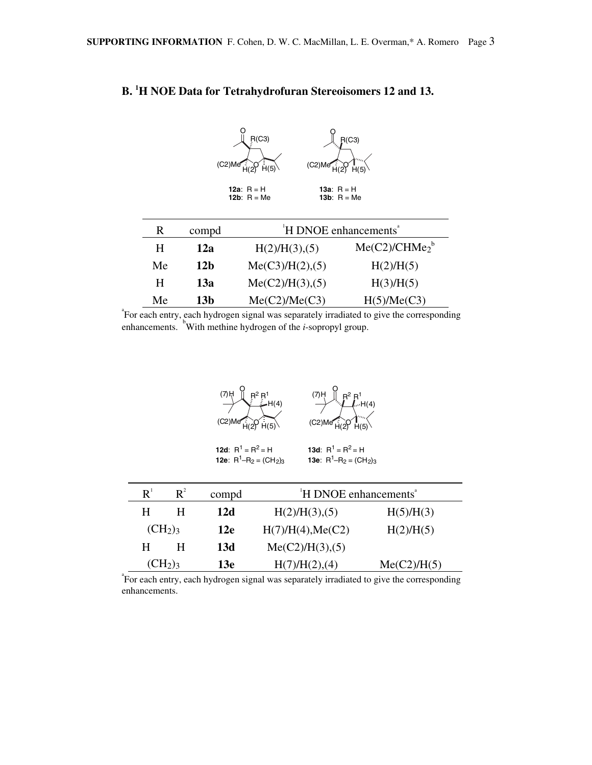## B. $^1$H NOE Data for Tetrahydrofuran Stereoisomers 12 and 13.

**12a**: R = H
**12b**: R = Me

**13a**: R = H
**13b**: R = Me

| R | compd | $^1$H DNOE enhancements[a] | |
|---|---|---|---|
| H | **12a** | H(2)/H(3),(5) | Me(C2)/CHMe$_2$[b] |
| Me | **12b** | Me(C3)/H(2),(5) | H(2)/H(5) |
| H | **13a** | Me(C2)/H(3),(5) | H(3)/H(5) |
| Me | **13b** | Me(C2)/Me(C3) | H(5)/Me(C3) |

[a]For each entry, each hydrogen signal was separately irradiated to give the corresponding enhancements. [b]With methine hydrogen of the *i*-sopropyl group.

**12d**: R$^1$ = R$^2$ = H
**12e**: R$^1$–R$_2$ = (CH$_2$)$_3$

**13d**: R$^1$ = R$^2$ = H
**13e**: R$^1$–R$_2$ = (CH$_2$)$_3$

| R$^1$ | R$^2$ | compd | $^1$H DNOE enhancements[a] | |
|---|---|---|---|---|
| H | H | **12d** | H(2)/H(3),(5) | H(5)/H(3) |
| (CH$_2$)$_3$ | | **12e** | H(7)/H(4),Me(C2) | H(2)/H(5) |
| H | H | **13d** | Me(C2)/H(3),(5) | |
| (CH$_2$)$_3$ | | **13e** | H(7)/H(2),(4) | Me(C2)/H(5) |

[a]For each entry, each hydrogen signal was separately irradiated to give the corresponding enhancements.